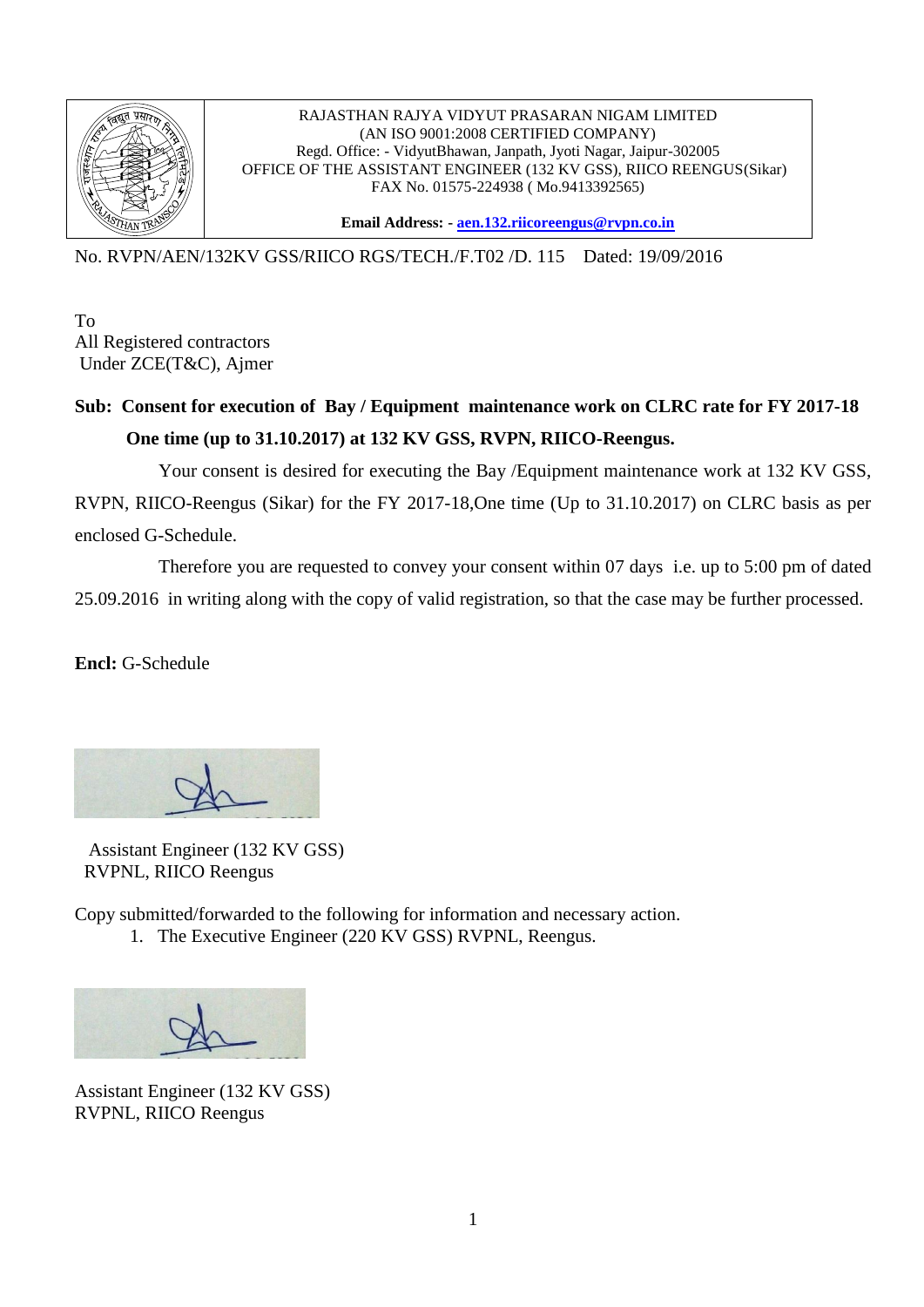RAJASTHAN RAJYA VIDYUT PRASARAN NIGAM LIMITED
(AN ISO 9001:2008 CERTIFIED COMPANY)
Regd. Office: - VidyutBhawan, Janpath, Jyoti Nagar, Jaipur-302005
OFFICE OF THE ASSISTANT ENGINEER (132 KV GSS), RIICO REENGUS(Sikar)
FAX No. 01575-224938 ( Mo.9413392565)

**Email Address: - aen.132.riicoreengus@rvpn.co.in**

No. RVPN/AEN/132KV GSS/RIICO RGS/TECH./F.T02 /D. 115  Dated: 19/09/2016

To
All Registered contractors
Under ZCE(T&C), Ajmer

**Sub: Consent for execution of Bay / Equipment maintenance work on CLRC rate for FY 2017-18 One time (up to 31.10.2017) at 132 KV GSS, RVPN, RIICO-Reengus.**

Your consent is desired for executing the Bay /Equipment maintenance work at 132 KV GSS, RVPN, RIICO-Reengus (Sikar) for the FY 2017-18,One time (Up to 31.10.2017) on CLRC basis as per enclosed G-Schedule.

Therefore you are requested to convey your consent within 07 days i.e. up to 5:00 pm of dated 25.09.2016 in writing along with the copy of valid registration, so that the case may be further processed.

**Encl:** G-Schedule

Assistant Engineer (132 KV GSS)
RVPNL, RIICO Reengus

Copy submitted/forwarded to the following for information and necessary action.

1. The Executive Engineer (220 KV GSS) RVPNL, Reengus.

Assistant Engineer (132 KV GSS)
RVPNL, RIICO Reengus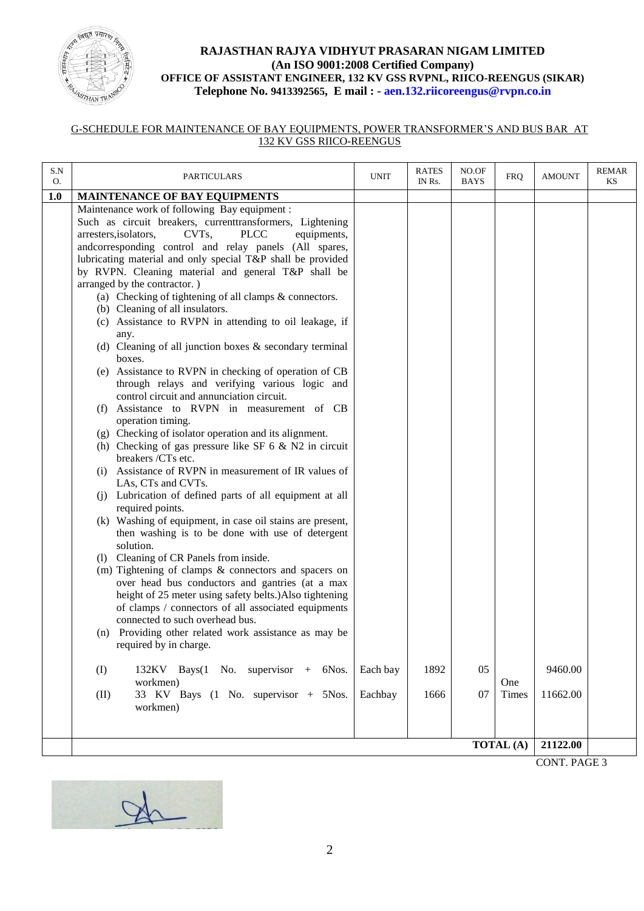**RAJASTHAN RAJYA VIDHYUT PRASARAN NIGAM LIMITED**
**(An ISO 9001:2008 Certified Company)**
**OFFICE OF ASSISTANT ENGINEER, 132 KV GSS RVPNL, RIICO-REENGUS (SIKAR)**
**Telephone No. 9413392565, E mail : - aen.132.riicoreengus@rvpn.co.in**

G-SCHEDULE FOR MAINTENANCE OF BAY EQUIPMENTS, POWER TRANSFORMER'S AND BUS BAR AT 132 KV GSS RIICO-REENGUS

| S.NO. | PARTICULARS | UNIT | RATES IN Rs. | NO.OF BAYS | FRQ | AMOUNT | REMARKS |
|---|---|---|---|---|---|---|---|
| **1.0** | **MAINTENANCE OF BAY EQUIPMENTS** | | | | | | |
| | Maintenance work of following Bay equipment : Such as circuit breakers, currenttransformers, Lightening arresters,isolators, CVTs, PLCC equipments, andcorresponding control and relay panels (All spares, lubricating material and only special T&P shall be provided by RVPN. Cleaning material and general T&P shall be arranged by the contractor. )<br>(a) Checking of tightening of all clamps & connectors.<br>(b) Cleaning of all insulators.<br>(c) Assistance to RVPN in attending to oil leakage, if any.<br>(d) Cleaning of all junction boxes & secondary terminal boxes.<br>(e) Assistance to RVPN in checking of operation of CB through relays and verifying various logic and control circuit and annunciation circuit.<br>(f) Assistance to RVPN in measurement of CB operation timing.<br>(g) Checking of isolator operation and its alignment.<br>(h) Checking of gas pressure like SF 6 & N2 in circuit breakers /CTs etc.<br>(i) Assistance of RVPN in measurement of IR values of LAs, CTs and CVTs.<br>(j) Lubrication of defined parts of all equipment at all required points.<br>(k) Washing of equipment, in case oil stains are present, then washing is to be done with use of detergent solution.<br>(l) Cleaning of CR Panels from inside.<br>(m) Tightening of clamps & connectors and spacers on over head bus conductors and gantries (at a max height of 25 meter using safety belts.)Also tightening of clamps / connectors of all associated equipments connected to such overhead bus.<br>(n) Providing other related work assistance as may be required by in charge. | | | | | | |
| | (I) 132KV Bays(1 No. supervisor + 6Nos. workmen) | Each bay | 1892 | 05 | One Times | 9460.00 | |
| | (II) 33 KV Bays (1 No. supervisor + 5Nos. workmen) | Eachbay | 1666 | 07 | | 11662.00 | |
| | | | | | **TOTAL (A)** | **21122.00** | |

CONT. PAGE 3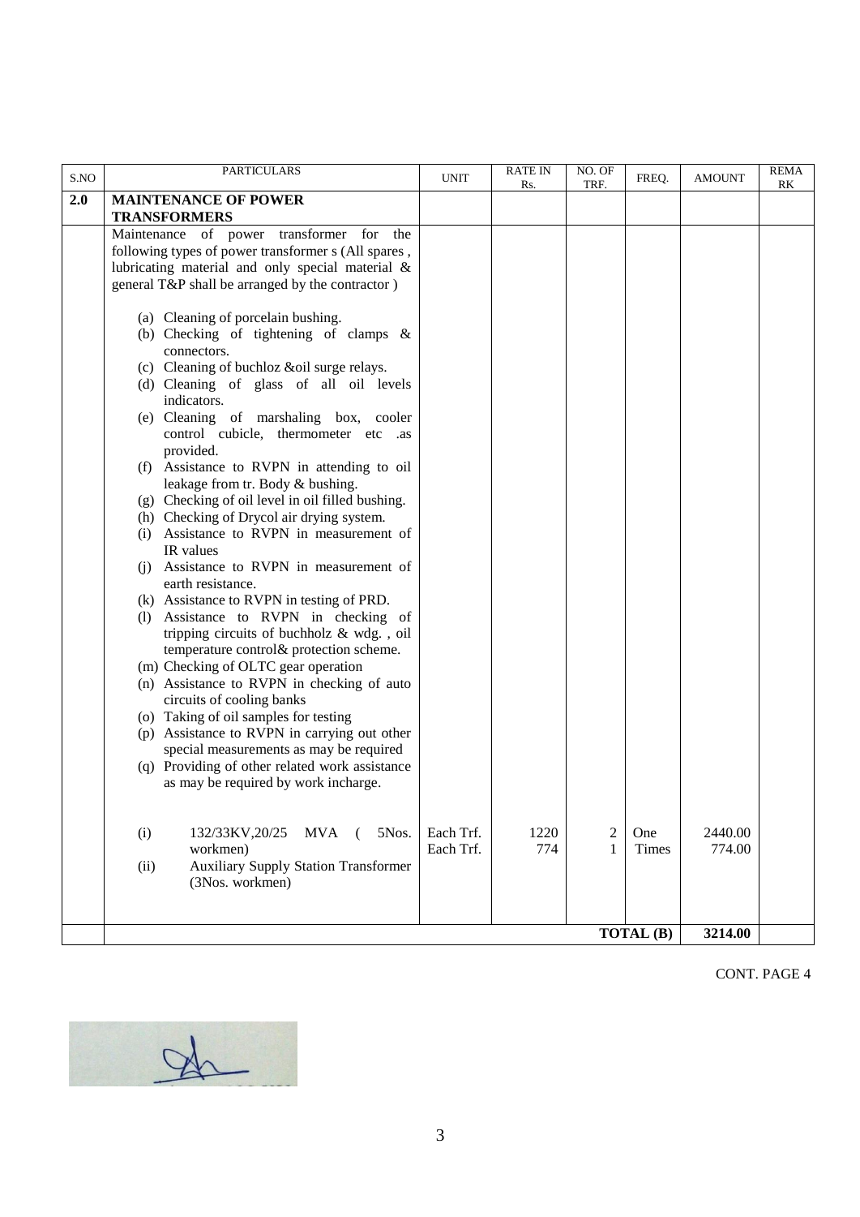| S.NO | PARTICULARS | UNIT | RATE IN Rs. | NO. OF TRF. | FREQ. | AMOUNT | REMARK |
|---|---|---|---|---|---|---|---|
| **2.0** | **MAINTENANCE OF POWER TRANSFORMERS** | | | | | | |
| | Maintenance of power transformer for the following types of power transformer s (All spares , lubricating material and only special material & general T&P shall be arranged by the contractor )<br><br>(a) Cleaning of porcelain bushing.<br>(b) Checking of tightening of clamps & connectors.<br>(c) Cleaning of buchloz &oil surge relays.<br>(d) Cleaning of glass of all oil levels indicators.<br>(e) Cleaning of marshaling box, cooler control cubicle, thermometer etc .as provided.<br>(f) Assistance to RVPN in attending to oil leakage from tr. Body & bushing.<br>(g) Checking of oil level in oil filled bushing.<br>(h) Checking of Drycol air drying system.<br>(i) Assistance to RVPN in measurement of IR values<br>(j) Assistance to RVPN in measurement of earth resistance.<br>(k) Assistance to RVPN in testing of PRD.<br>(l) Assistance to RVPN in checking of tripping circuits of buchholz & wdg. , oil temperature control& protection scheme.<br>(m) Checking of OLTC gear operation<br>(n) Assistance to RVPN in checking of auto circuits of cooling banks<br>(o) Taking of oil samples for testing<br>(p) Assistance to RVPN in carrying out other special measurements as may be required<br>(q) Providing of other related work assistance as may be required by work incharge. | | | | | | |
| | (i) 132/33KV,20/25 MVA ( 5Nos. workmen)<br>(ii) Auxiliary Supply Station Transformer (3Nos. workmen) | Each Trf.<br>Each Trf. | 1220<br>774 | 2<br>1 | One Times | 2440.00<br>774.00 | |
| | | | | | **TOTAL (B)** | **3214.00** | |

CONT. PAGE 4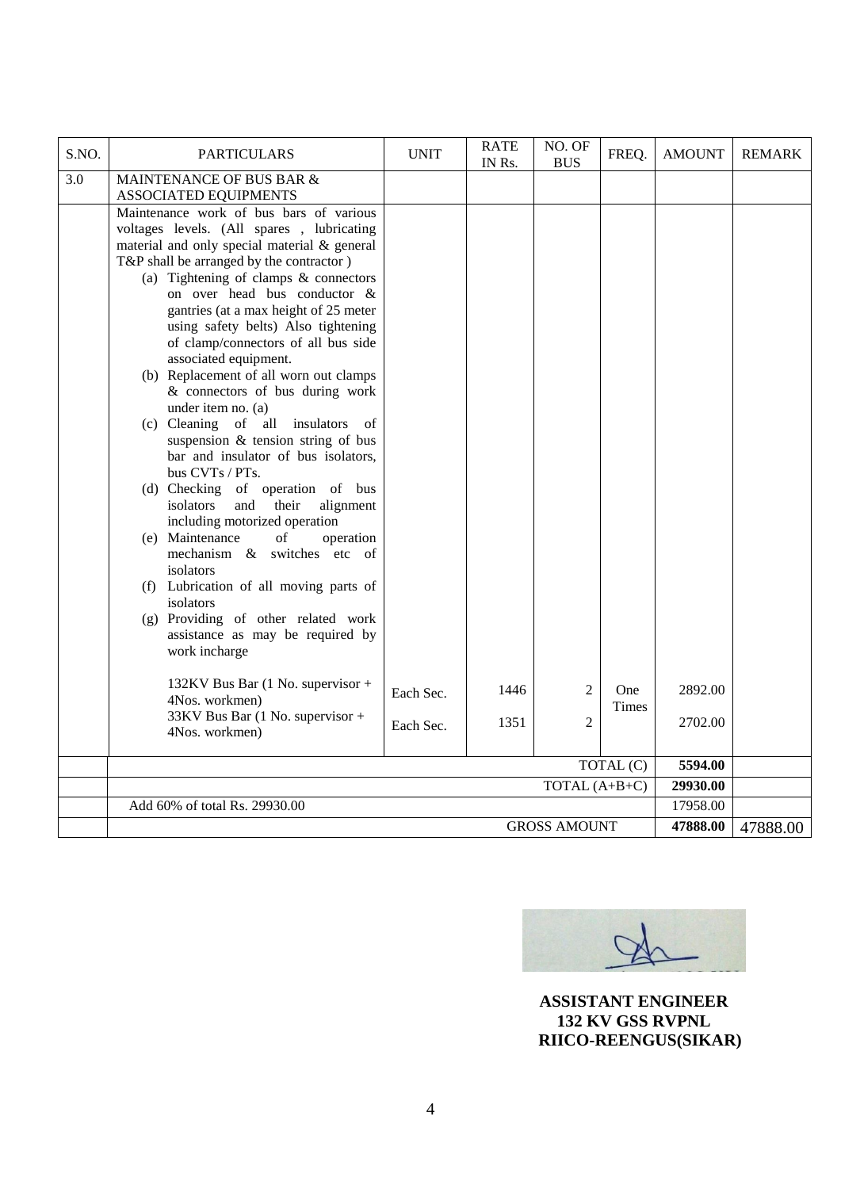| S.NO. | PARTICULARS | UNIT | RATE IN Rs. | NO. OF BUS | FREQ. | AMOUNT | REMARK |
|---|---|---|---|---|---|---|---|
| 3.0 | MAINTENANCE OF BUS BAR & ASSOCIATED EQUIPMENTS | | | | | | |
| | Maintenance work of bus bars of various voltages levels. (All spares , lubricating material and only special material & general T&P shall be arranged by the contractor ) (a) Tightening of clamps & connectors on over head bus conductor & gantries (at a max height of 25 meter using safety belts) Also tightening of clamp/connectors of all bus side associated equipment. (b) Replacement of all worn out clamps & connectors of bus during work under item no. (a) (c) Cleaning of all insulators of suspension & tension string of bus bar and insulator of bus isolators, bus CVTs / PTs. (d) Checking of operation of bus isolators and their alignment including motorized operation (e) Maintenance of operation mechanism & switches etc of isolators (f) Lubrication of all moving parts of isolators (g) Providing of other related work assistance as may be required by work incharge | | | | | | |
| | 132KV Bus Bar (1 No. supervisor + 4Nos. workmen) | Each Sec. | 1446 | 2 | One Times | 2892.00 | |
| | 33KV Bus Bar (1 No. supervisor + 4Nos. workmen) | Each Sec. | 1351 | 2 | | 2702.00 | |
| | TOTAL (C) | | | | | **5594.00** | |
| | TOTAL (A+B+C) | | | | | **29930.00** | |
| | Add 60% of total Rs. 29930.00 | | | | | 17958.00 | |
| | GROSS AMOUNT | | | | | **47888.00** | 47888.00 |

**ASSISTANT ENGINEER**
**132 KV GSS RVPNL**
**RIICO-REENGUS(SIKAR)**